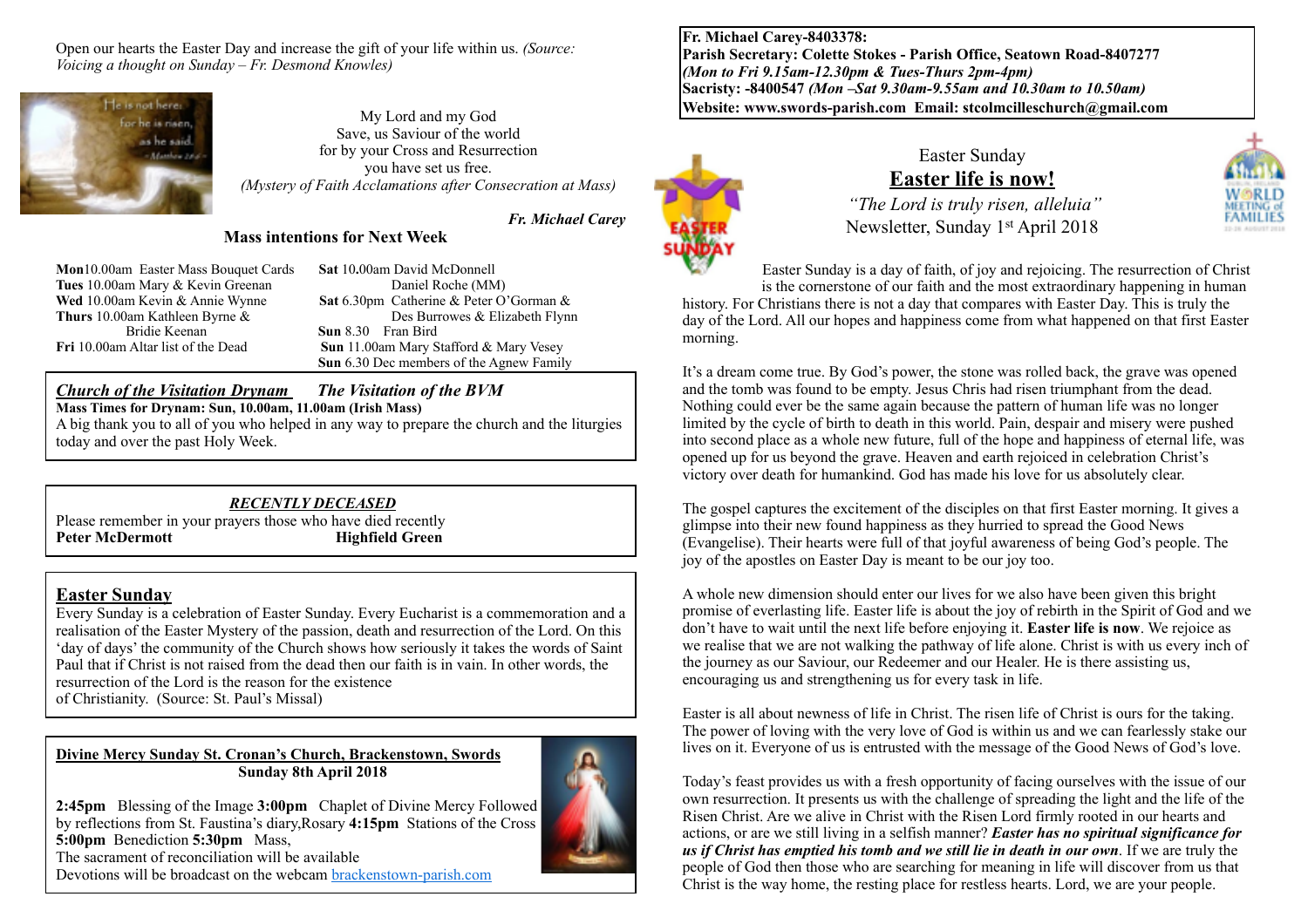Open our hearts the Easter Day and increase the gift of your life within us. *(Source: Voicing a thought on Sunday – Fr. Desmond Knowles)*

My Lord and my God
Save, us Saviour of the world
for by your Cross and Resurrection
you have set us free.
*(Mystery of Faith Acclamations after Consecration at Mass)*

***Fr. Michael Carey***

## Mass intentions for Next Week

**Mon** 10.00am Easter Mass Bouquet Cards
**Tues** 10.00am Mary & Kevin Greenan
**Wed** 10.00am Kevin & Annie Wynne
**Thurs** 10.00am Kathleen Byrne & Bridie Keenan
**Fri** 10.00am Altar list of the Dead
**Sat** 10.00am David McDonnell, Daniel Roche (MM)
**Sat** 6.30pm Catherine & Peter O'Gorman & Des Burrowes & Elizabeth Flynn
**Sun** 8.30 Fran Bird
**Sun** 11.00am Mary Stafford & Mary Vesey
**Sun** 6.30 Dec members of the Agnew Family

## *Church of the Visitation Drynam* *The Visitation of the BVM*

**Mass Times for Drynam: Sun, 10.00am, 11.00am (Irish Mass)**
A big thank you to all of you who helped in any way to prepare the church and the liturgies today and over the past Holy Week.

### *RECENTLY DECEASED*

Please remember in your prayers those who have died recently
**Peter McDermott** **Highfield Green**

## Easter Sunday

Every Sunday is a celebration of Easter Sunday. Every Eucharist is a commemoration and a realisation of the Easter Mystery of the passion, death and resurrection of the Lord. On this 'day of days' the community of the Church shows how seriously it takes the words of Saint Paul that if Christ is not raised from the dead then our faith is in vain. In other words, the resurrection of the Lord is the reason for the existence of Christianity. (Source: St. Paul's Missal)

### Divine Mercy Sunday St. Cronan's Church, Brackenstown, Swords
**Sunday 8th April 2018**

**2:45pm** Blessing of the Image **3:00pm** Chaplet of Divine Mercy Followed by reflections from St. Faustina's diary,Rosary **4:15pm** Stations of the Cross **5:00pm** Benediction **5:30pm** Mass,
The sacrament of reconciliation will be available
Devotions will be broadcast on the webcam brackenstown-parish.com

**Fr. Michael Carey-8403378:**
**Parish Secretary: Colette Stokes - Parish Office, Seatown Road-8407277**
***(Mon to Fri 9.15am-12.30pm & Tues-Thurs 2pm-4pm)***
**Sacristy: -8400547** ***(Mon –Sat 9.30am-9.55am and 10.30am to 10.50am)***
**Website: www.swords-parish.com Email: stcolmcilleschurch@gmail.com**

# Easter Sunday
## Easter life is now!

*"The Lord is truly risen, alleluia"*
Newsletter, Sunday 1st April 2018

Easter Sunday is a day of faith, of joy and rejoicing. The resurrection of Christ is the cornerstone of our faith and the most extraordinary happening in human history. For Christians there is not a day that compares with Easter Day. This is truly the day of the Lord. All our hopes and happiness come from what happened on that first Easter morning.

It's a dream come true. By God's power, the stone was rolled back, the grave was opened and the tomb was found to be empty. Jesus Chris had risen triumphant from the dead. Nothing could ever be the same again because the pattern of human life was no longer limited by the cycle of birth to death in this world. Pain, despair and misery were pushed into second place as a whole new future, full of the hope and happiness of eternal life, was opened up for us beyond the grave. Heaven and earth rejoiced in celebration Christ's victory over death for humankind. God has made his love for us absolutely clear.

The gospel captures the excitement of the disciples on that first Easter morning. It gives a glimpse into their new found happiness as they hurried to spread the Good News (Evangelise). Their hearts were full of that joyful awareness of being God's people. The joy of the apostles on Easter Day is meant to be our joy too.

A whole new dimension should enter our lives for we also have been given this bright promise of everlasting life. Easter life is about the joy of rebirth in the Spirit of God and we don't have to wait until the next life before enjoying it. **Easter life is now**. We rejoice as we realise that we are not walking the pathway of life alone. Christ is with us every inch of the journey as our Saviour, our Redeemer and our Healer. He is there assisting us, encouraging us and strengthening us for every task in life.

Easter is all about newness of life in Christ. The risen life of Christ is ours for the taking. The power of loving with the very love of God is within us and we can fearlessly stake our lives on it. Everyone of us is entrusted with the message of the Good News of God's love.

Today's feast provides us with a fresh opportunity of facing ourselves with the issue of our own resurrection. It presents us with the challenge of spreading the light and the life of the Risen Christ. Are we alive in Christ with the Risen Lord firmly rooted in our hearts and actions, or are we still living in a selfish manner? ***Easter has no spiritual significance for us if Christ has emptied his tomb and we still lie in death in our own***. If we are truly the people of God then those who are searching for meaning in life will discover from us that Christ is the way home, the resting place for restless hearts. Lord, we are your people.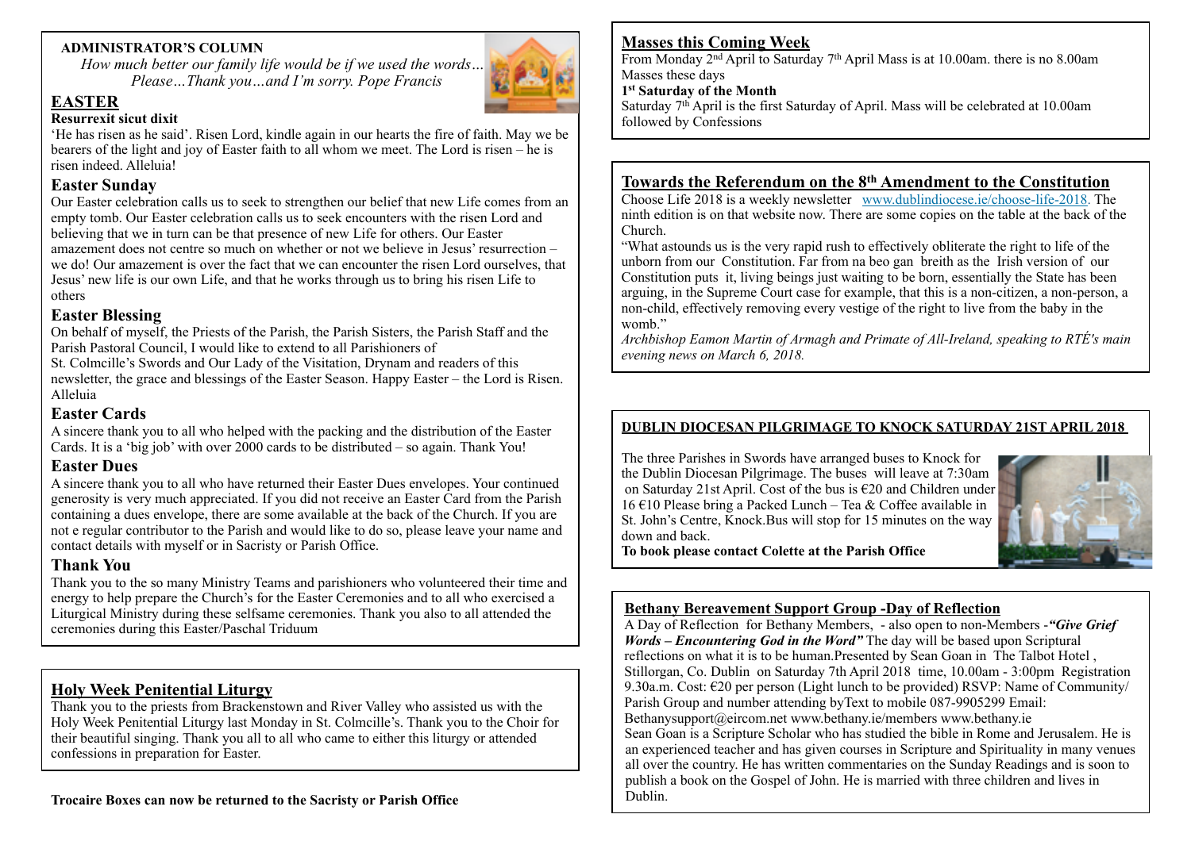**ADMINISTRATOR'S COLUMN**

*How much better our family life would be if we used the words… Please…Thank you…and I'm sorry. Pope Francis*

## EASTER

**Resurrexit sicut dixit**

'He has risen as he said'. Risen Lord, kindle again in our hearts the fire of faith. May we be bearers of the light and joy of Easter faith to all whom we meet. The Lord is risen – he is risen indeed. Alleluia!

### Easter Sunday

Our Easter celebration calls us to seek to strengthen our belief that new Life comes from an empty tomb. Our Easter celebration calls us to seek encounters with the risen Lord and believing that we in turn can be that presence of new Life for others. Our Easter amazement does not centre so much on whether or not we believe in Jesus' resurrection – we do! Our amazement is over the fact that we can encounter the risen Lord ourselves, that Jesus' new life is our own Life, and that he works through us to bring his risen Life to others

### Easter Blessing

On behalf of myself, the Priests of the Parish, the Parish Sisters, the Parish Staff and the Parish Pastoral Council, I would like to extend to all Parishioners of St. Colmcille's Swords and Our Lady of the Visitation, Drynam and readers of this newsletter, the grace and blessings of the Easter Season. Happy Easter – the Lord is Risen. Alleluia

### Easter Cards

A sincere thank you to all who helped with the packing and the distribution of the Easter Cards. It is a 'big job' with over 2000 cards to be distributed – so again. Thank You!

### Easter Dues

A sincere thank you to all who have returned their Easter Dues envelopes. Your continued generosity is very much appreciated. If you did not receive an Easter Card from the Parish containing a dues envelope, there are some available at the back of the Church. If you are not e regular contributor to the Parish and would like to do so, please leave your name and contact details with myself or in Sacristy or Parish Office.

### Thank You

Thank you to the so many Ministry Teams and parishioners who volunteered their time and energy to help prepare the Church's for the Easter Ceremonies and to all who exercised a Liturgical Ministry during these selfsame ceremonies. Thank you also to all attended the ceremonies during this Easter/Paschal Triduum

## Holy Week Penitential Liturgy

Thank you to the priests from Brackenstown and River Valley who assisted us with the Holy Week Penitential Liturgy last Monday in St. Colmcille's. Thank you to the Choir for their beautiful singing. Thank you all to all who came to either this liturgy or attended confessions in preparation for Easter.

**Trocaire Boxes can now be returned to the Sacristy or Parish Office**

## Masses this Coming Week

From Monday 2nd April to Saturday 7th April Mass is at 10.00am. there is no 8.00am Masses these days

**1st Saturday of the Month**

Saturday 7th April is the first Saturday of April. Mass will be celebrated at 10.00am followed by Confessions

## Towards the Referendum on the 8th Amendment to the Constitution

Choose Life 2018 is a weekly newsletter www.dublindiocese.ie/choose-life-2018. The ninth edition is on that website now. There are some copies on the table at the back of the Church.

"What astounds us is the very rapid rush to effectively obliterate the right to life of the unborn from our Constitution. Far from na beo gan breith as the Irish version of our Constitution puts it, living beings just waiting to be born, essentially the State has been arguing, in the Supreme Court case for example, that this is a non-citizen, a non-person, a non-child, effectively removing every vestige of the right to live from the baby in the womb."

*Archbishop Eamon Martin of Armagh and Primate of All-Ireland, speaking to RTÉ's main evening news on March 6, 2018.*

## DUBLIN DIOCESAN PILGRIMAGE TO KNOCK SATURDAY 21ST APRIL 2018

The three Parishes in Swords have arranged buses to Knock for the Dublin Diocesan Pilgrimage. The buses will leave at 7:30am on Saturday 21st April. Cost of the bus is €20 and Children under 16 €10 Please bring a Packed Lunch – Tea & Coffee available in St. John's Centre, Knock.Bus will stop for 15 minutes on the way down and back.

**To book please contact Colette at the Parish Office**

## Bethany Bereavement Support Group -Day of Reflection

A Day of Reflection for Bethany Members, - also open to non-Members -***"Give Grief Words – Encountering God in the Word"*** The day will be based upon Scriptural reflections on what it is to be human.Presented by Sean Goan in The Talbot Hotel , Stillorgan, Co. Dublin on Saturday 7th April 2018 time, 10.00am - 3:00pm Registration 9.30a.m. Cost: €20 per person (Light lunch to be provided) RSVP: Name of Community/ Parish Group and number attending byText to mobile 087-9905299 Email: Bethanysupport@eircom.net www.bethany.ie/members www.bethany.ie

Sean Goan is a Scripture Scholar who has studied the bible in Rome and Jerusalem. He is an experienced teacher and has given courses in Scripture and Spirituality in many venues all over the country. He has written commentaries on the Sunday Readings and is soon to publish a book on the Gospel of John. He is married with three children and lives in Dublin.